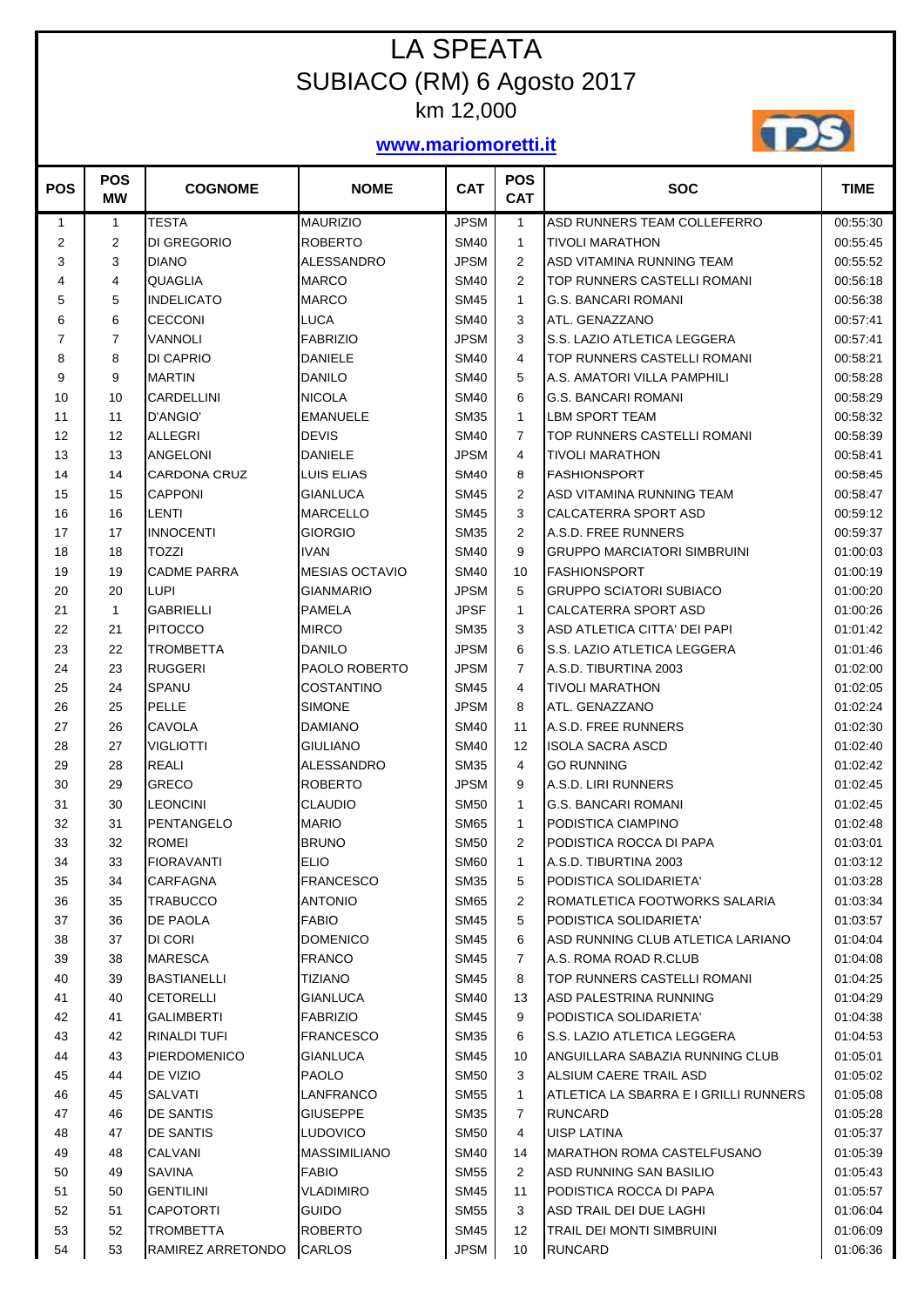# LA SPEATA

## SUBIACO (RM) 6 Agosto 2017

### km 12,000

**www.mariomoretti.it**

| POS | POS MW | COGNOME | NOME | CAT | POS CAT | SOC | TIME |
|---|---|---|---|---|---|---|---|
| 1 | 1 | TESTA | MAURIZIO | JPSM | 1 | ASD RUNNERS TEAM COLLEFERRO | 00:55:30 |
| 2 | 2 | DI GREGORIO | ROBERTO | SM40 | 1 | TIVOLI MARATHON | 00:55:45 |
| 3 | 3 | DIANO | ALESSANDRO | JPSM | 2 | ASD VITAMINA RUNNING TEAM | 00:55:52 |
| 4 | 4 | QUAGLIA | MARCO | SM40 | 2 | TOP RUNNERS CASTELLI ROMANI | 00:56:18 |
| 5 | 5 | INDELICATO | MARCO | SM45 | 1 | G.S. BANCARI ROMANI | 00:56:38 |
| 6 | 6 | CECCONI | LUCA | SM40 | 3 | ATL. GENAZZANO | 00:57:41 |
| 7 | 7 | VANNOLI | FABRIZIO | JPSM | 3 | S.S. LAZIO ATLETICA LEGGERA | 00:57:41 |
| 8 | 8 | DI CAPRIO | DANIELE | SM40 | 4 | TOP RUNNERS CASTELLI ROMANI | 00:58:21 |
| 9 | 9 | MARTIN | DANILO | SM40 | 5 | A.S. AMATORI VILLA PAMPHILI | 00:58:28 |
| 10 | 10 | CARDELLINI | NICOLA | SM40 | 6 | G.S. BANCARI ROMANI | 00:58:29 |
| 11 | 11 | D'ANGIO' | EMANUELE | SM35 | 1 | LBM SPORT TEAM | 00:58:32 |
| 12 | 12 | ALLEGRI | DEVIS | SM40 | 7 | TOP RUNNERS CASTELLI ROMANI | 00:58:39 |
| 13 | 13 | ANGELONI | DANIELE | JPSM | 4 | TIVOLI MARATHON | 00:58:41 |
| 14 | 14 | CARDONA CRUZ | LUIS ELIAS | SM40 | 8 | FASHIONSPORT | 00:58:45 |
| 15 | 15 | CAPPONI | GIANLUCA | SM45 | 2 | ASD VITAMINA RUNNING TEAM | 00:58:47 |
| 16 | 16 | LENTI | MARCELLO | SM45 | 3 | CALCATERRA SPORT ASD | 00:59:12 |
| 17 | 17 | INNOCENTI | GIORGIO | SM35 | 2 | A.S.D. FREE RUNNERS | 00:59:37 |
| 18 | 18 | TOZZI | IVAN | SM40 | 9 | GRUPPO MARCIATORI SIMBRUINI | 01:00:03 |
| 19 | 19 | CADME PARRA | MESIAS OCTAVIO | SM40 | 10 | FASHIONSPORT | 01:00:19 |
| 20 | 20 | LUPI | GIANMARIO | JPSM | 5 | GRUPPO SCIATORI SUBIACO | 01:00:20 |
| 21 | 1 | GABRIELLI | PAMELA | JPSF | 1 | CALCATERRA SPORT ASD | 01:00:26 |
| 22 | 21 | PITOCCO | MIRCO | SM35 | 3 | ASD ATLETICA CITTA' DEI PAPI | 01:01:42 |
| 23 | 22 | TROMBETTA | DANILO | JPSM | 6 | S.S. LAZIO ATLETICA LEGGERA | 01:01:46 |
| 24 | 23 | RUGGERI | PAOLO ROBERTO | JPSM | 7 | A.S.D. TIBURTINA 2003 | 01:02:00 |
| 25 | 24 | SPANU | COSTANTINO | SM45 | 4 | TIVOLI MARATHON | 01:02:05 |
| 26 | 25 | PELLE | SIMONE | JPSM | 8 | ATL. GENAZZANO | 01:02:24 |
| 27 | 26 | CAVOLA | DAMIANO | SM40 | 11 | A.S.D. FREE RUNNERS | 01:02:30 |
| 28 | 27 | VIGLIOTTI | GIULIANO | SM40 | 12 | ISOLA SACRA ASCD | 01:02:40 |
| 29 | 28 | REALI | ALESSANDRO | SM35 | 4 | GO RUNNING | 01:02:42 |
| 30 | 29 | GRECO | ROBERTO | JPSM | 9 | A.S.D. LIRI RUNNERS | 01:02:45 |
| 31 | 30 | LEONCINI | CLAUDIO | SM50 | 1 | G.S. BANCARI ROMANI | 01:02:45 |
| 32 | 31 | PENTANGELO | MARIO | SM65 | 1 | PODISTICA CIAMPINO | 01:02:48 |
| 33 | 32 | ROMEI | BRUNO | SM50 | 2 | PODISTICA ROCCA DI PAPA | 01:03:01 |
| 34 | 33 | FIORAVANTI | ELIO | SM60 | 1 | A.S.D. TIBURTINA 2003 | 01:03:12 |
| 35 | 34 | CARFAGNA | FRANCESCO | SM35 | 5 | PODISTICA SOLIDARIETA' | 01:03:28 |
| 36 | 35 | TRABUCCO | ANTONIO | SM65 | 2 | ROMATLETICA FOOTWORKS SALARIA | 01:03:34 |
| 37 | 36 | DE PAOLA | FABIO | SM45 | 5 | PODISTICA SOLIDARIETA' | 01:03:57 |
| 38 | 37 | DI CORI | DOMENICO | SM45 | 6 | ASD RUNNING CLUB ATLETICA LARIANO | 01:04:04 |
| 39 | 38 | MARESCA | FRANCO | SM45 | 7 | A.S. ROMA ROAD R.CLUB | 01:04:08 |
| 40 | 39 | BASTIANELLI | TIZIANO | SM45 | 8 | TOP RUNNERS CASTELLI ROMANI | 01:04:25 |
| 41 | 40 | CETORELLI | GIANLUCA | SM40 | 13 | ASD PALESTRINA RUNNING | 01:04:29 |
| 42 | 41 | GALIMBERTI | FABRIZIO | SM45 | 9 | PODISTICA SOLIDARIETA' | 01:04:38 |
| 43 | 42 | RINALDI TUFI | FRANCESCO | SM35 | 6 | S.S. LAZIO ATLETICA LEGGERA | 01:04:53 |
| 44 | 43 | PIERDOMENICO | GIANLUCA | SM45 | 10 | ANGUILLARA SABAZIA RUNNING CLUB | 01:05:01 |
| 45 | 44 | DE VIZIO | PAOLO | SM50 | 3 | ALSIUM CAERE TRAIL ASD | 01:05:02 |
| 46 | 45 | SALVATI | LANFRANCO | SM55 | 1 | ATLETICA LA SBARRA E I GRILLI RUNNERS | 01:05:08 |
| 47 | 46 | DE SANTIS | GIUSEPPE | SM35 | 7 | RUNCARD | 01:05:28 |
| 48 | 47 | DE SANTIS | LUDOVICO | SM50 | 4 | UISP LATINA | 01:05:37 |
| 49 | 48 | CALVANI | MASSIMILIANO | SM40 | 14 | MARATHON ROMA CASTELFUSANO | 01:05:39 |
| 50 | 49 | SAVINA | FABIO | SM55 | 2 | ASD RUNNING SAN BASILIO | 01:05:43 |
| 51 | 50 | GENTILINI | VLADIMIRO | SM45 | 11 | PODISTICA ROCCA DI PAPA | 01:05:57 |
| 52 | 51 | CAPOTORTI | GUIDO | SM55 | 3 | ASD TRAIL DEI DUE LAGHI | 01:06:04 |
| 53 | 52 | TROMBETTA | ROBERTO | SM45 | 12 | TRAIL DEI MONTI SIMBRUINI | 01:06:09 |
| 54 | 53 | RAMIREZ ARRETONDO | CARLOS | JPSM | 10 | RUNCARD | 01:06:36 |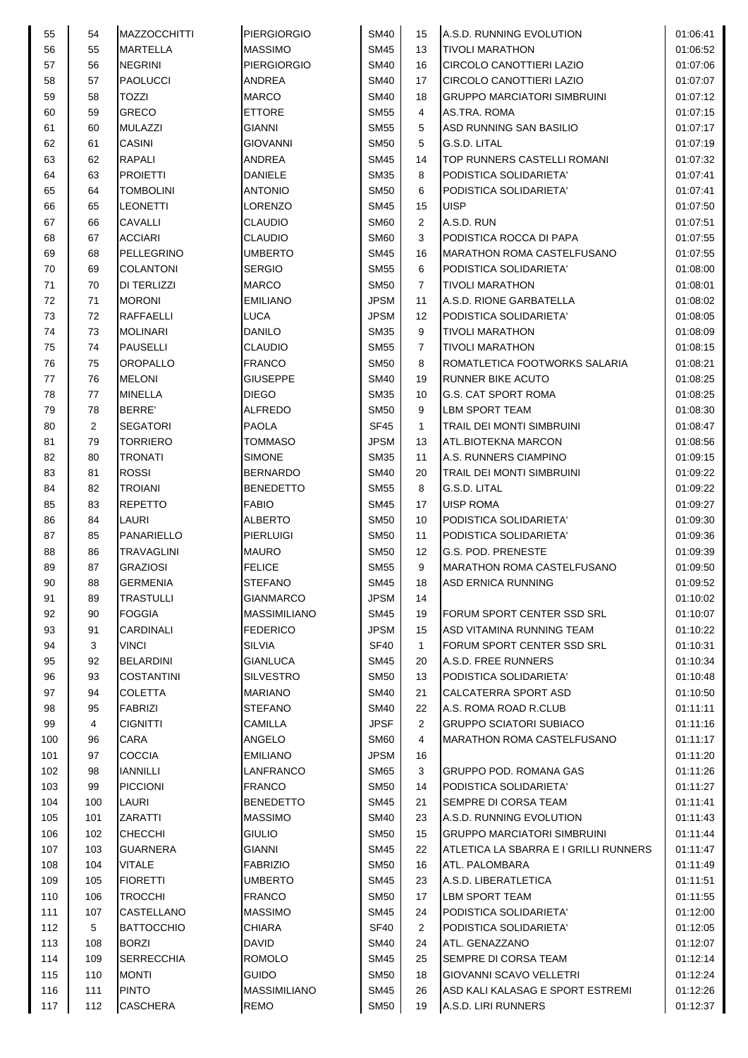| 55 | 54 | MAZZOCCHITTI | PIERGIORGIO | SM40 | 15 | A.S.D. RUNNING EVOLUTION | 01:06:41 |
|---|---|---|---|---|---|---|---|
| 56 | 55 | MARTELLA | MASSIMO | SM45 | 13 | TIVOLI MARATHON | 01:06:52 |
| 57 | 56 | NEGRINI | PIERGIORGIO | SM40 | 16 | CIRCOLO CANOTTIERI LAZIO | 01:07:06 |
| 58 | 57 | PAOLUCCI | ANDREA | SM40 | 17 | CIRCOLO CANOTTIERI LAZIO | 01:07:07 |
| 59 | 58 | TOZZI | MARCO | SM40 | 18 | GRUPPO MARCIATORI SIMBRUINI | 01:07:12 |
| 60 | 59 | GRECO | ETTORE | SM55 | 4 | AS.TRA. ROMA | 01:07:15 |
| 61 | 60 | MULAZZI | GIANNI | SM55 | 5 | ASD RUNNING SAN BASILIO | 01:07:17 |
| 62 | 61 | CASINI | GIOVANNI | SM50 | 5 | G.S.D. LITAL | 01:07:19 |
| 63 | 62 | RAPALI | ANDREA | SM45 | 14 | TOP RUNNERS CASTELLI ROMANI | 01:07:32 |
| 64 | 63 | PROIETTI | DANIELE | SM35 | 8 | PODISTICA SOLIDARIETA' | 01:07:41 |
| 65 | 64 | TOMBOLINI | ANTONIO | SM50 | 6 | PODISTICA SOLIDARIETA' | 01:07:41 |
| 66 | 65 | LEONETTI | LORENZO | SM45 | 15 | UISP | 01:07:50 |
| 67 | 66 | CAVALLI | CLAUDIO | SM60 | 2 | A.S.D. RUN | 01:07:51 |
| 68 | 67 | ACCIARI | CLAUDIO | SM60 | 3 | PODISTICA ROCCA DI PAPA | 01:07:55 |
| 69 | 68 | PELLEGRINO | UMBERTO | SM45 | 16 | MARATHON ROMA CASTELFUSANO | 01:07:55 |
| 70 | 69 | COLANTONI | SERGIO | SM55 | 6 | PODISTICA SOLIDARIETA' | 01:08:00 |
| 71 | 70 | DI TERLIZZI | MARCO | SM50 | 7 | TIVOLI MARATHON | 01:08:01 |
| 72 | 71 | MORONI | EMILIANO | JPSM | 11 | A.S.D. RIONE GARBATELLA | 01:08:02 |
| 73 | 72 | RAFFAELLI | LUCA | JPSM | 12 | PODISTICA SOLIDARIETA' | 01:08:05 |
| 74 | 73 | MOLINARI | DANILO | SM35 | 9 | TIVOLI MARATHON | 01:08:09 |
| 75 | 74 | PAUSELLI | CLAUDIO | SM55 | 7 | TIVOLI MARATHON | 01:08:15 |
| 76 | 75 | OROPALLO | FRANCO | SM50 | 8 | ROMATLETICA FOOTWORKS SALARIA | 01:08:21 |
| 77 | 76 | MELONI | GIUSEPPE | SM40 | 19 | RUNNER BIKE ACUTO | 01:08:25 |
| 78 | 77 | MINELLA | DIEGO | SM35 | 10 | G.S. CAT SPORT ROMA | 01:08:25 |
| 79 | 78 | BERRE' | ALFREDO | SM50 | 9 | LBM SPORT TEAM | 01:08:30 |
| 80 | 2 | SEGATORI | PAOLA | SF45 | 1 | TRAIL DEI MONTI SIMBRUINI | 01:08:47 |
| 81 | 79 | TORRIERO | TOMMASO | JPSM | 13 | ATL.BIOTEKNA MARCON | 01:08:56 |
| 82 | 80 | TRONATI | SIMONE | SM35 | 11 | A.S. RUNNERS CIAMPINO | 01:09:15 |
| 83 | 81 | ROSSI | BERNARDO | SM40 | 20 | TRAIL DEI MONTI SIMBRUINI | 01:09:22 |
| 84 | 82 | TROIANI | BENEDETTO | SM55 | 8 | G.S.D. LITAL | 01:09:22 |
| 85 | 83 | REPETTO | FABIO | SM45 | 17 | UISP ROMA | 01:09:27 |
| 86 | 84 | LAURI | ALBERTO | SM50 | 10 | PODISTICA SOLIDARIETA' | 01:09:30 |
| 87 | 85 | PANARIELLO | PIERLUIGI | SM50 | 11 | PODISTICA SOLIDARIETA' | 01:09:36 |
| 88 | 86 | TRAVAGLINI | MAURO | SM50 | 12 | G.S. POD. PRENESTE | 01:09:39 |
| 89 | 87 | GRAZIOSI | FELICE | SM55 | 9 | MARATHON ROMA CASTELFUSANO | 01:09:50 |
| 90 | 88 | GERMENIA | STEFANO | SM45 | 18 | ASD ERNICA RUNNING | 01:09:52 |
| 91 | 89 | TRASTULLI | GIANMARCO | JPSM | 14 | | 01:10:02 |
| 92 | 90 | FOGGIA | MASSIMILIANO | SM45 | 19 | FORUM SPORT CENTER SSD SRL | 01:10:07 |
| 93 | 91 | CARDINALI | FEDERICO | JPSM | 15 | ASD VITAMINA RUNNING TEAM | 01:10:22 |
| 94 | 3 | VINCI | SILVIA | SF40 | 1 | FORUM SPORT CENTER SSD SRL | 01:10:31 |
| 95 | 92 | BELARDINI | GIANLUCA | SM45 | 20 | A.S.D. FREE RUNNERS | 01:10:34 |
| 96 | 93 | COSTANTINI | SILVESTRO | SM50 | 13 | PODISTICA SOLIDARIETA' | 01:10:48 |
| 97 | 94 | COLETTA | MARIANO | SM40 | 21 | CALCATERRA SPORT ASD | 01:10:50 |
| 98 | 95 | FABRIZI | STEFANO | SM40 | 22 | A.S. ROMA ROAD R.CLUB | 01:11:11 |
| 99 | 4 | CIGNITTI | CAMILLA | JPSF | 2 | GRUPPO SCIATORI SUBIACO | 01:11:16 |
| 100 | 96 | CARA | ANGELO | SM60 | 4 | MARATHON ROMA CASTELFUSANO | 01:11:17 |
| 101 | 97 | COCCIA | EMILIANO | JPSM | 16 | | 01:11:20 |
| 102 | 98 | IANNILLI | LANFRANCO | SM65 | 3 | GRUPPO POD. ROMANA GAS | 01:11:26 |
| 103 | 99 | PICCIONI | FRANCO | SM50 | 14 | PODISTICA SOLIDARIETA' | 01:11:27 |
| 104 | 100 | LAURI | BENEDETTO | SM45 | 21 | SEMPRE DI CORSA TEAM | 01:11:41 |
| 105 | 101 | ZARATTI | MASSIMO | SM40 | 23 | A.S.D. RUNNING EVOLUTION | 01:11:43 |
| 106 | 102 | CHECCHI | GIULIO | SM50 | 15 | GRUPPO MARCIATORI SIMBRUINI | 01:11:44 |
| 107 | 103 | GUARNERA | GIANNI | SM45 | 22 | ATLETICA LA SBARRA E I GRILLI RUNNERS | 01:11:47 |
| 108 | 104 | VITALE | FABRIZIO | SM50 | 16 | ATL. PALOMBARA | 01:11:49 |
| 109 | 105 | FIORETTI | UMBERTO | SM45 | 23 | A.S.D. LIBERATLETICA | 01:11:51 |
| 110 | 106 | TROCCHI | FRANCO | SM50 | 17 | LBM SPORT TEAM | 01:11:55 |
| 111 | 107 | CASTELLANO | MASSIMO | SM45 | 24 | PODISTICA SOLIDARIETA' | 01:12:00 |
| 112 | 5 | BATTOCCHIO | CHIARA | SF40 | 2 | PODISTICA SOLIDARIETA' | 01:12:05 |
| 113 | 108 | BORZI | DAVID | SM40 | 24 | ATL. GENAZZANO | 01:12:07 |
| 114 | 109 | SERRECCHIA | ROMOLO | SM45 | 25 | SEMPRE DI CORSA TEAM | 01:12:14 |
| 115 | 110 | MONTI | GUIDO | SM50 | 18 | GIOVANNI SCAVO VELLETRI | 01:12:24 |
| 116 | 111 | PINTO | MASSIMILIANO | SM45 | 26 | ASD KALI KALASAG E SPORT ESTREMI | 01:12:26 |
| 117 | 112 | CASCHERA | REMO | SM50 | 19 | A.S.D. LIRI RUNNERS | 01:12:37 |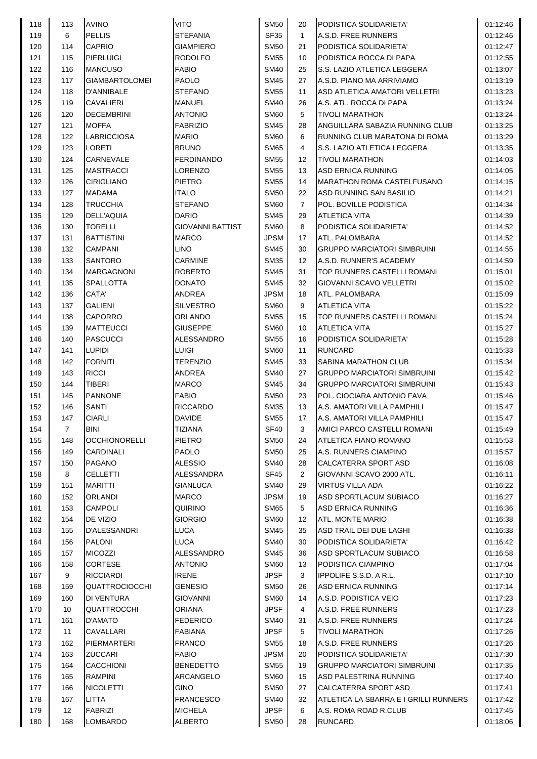| | | | | | | | |
|---|---|---|---|---|---|---|---|
| 118 | 113 | AVINO | VITO | SM50 | 20 | PODISTICA SOLIDARIETA' | 01:12:46 |
| 119 | 6 | PELLIS | STEFANIA | SF35 | 1 | A.S.D. FREE RUNNERS | 01:12:46 |
| 120 | 114 | CAPRIO | GIAMPIERO | SM50 | 21 | PODISTICA SOLIDARIETA' | 01:12:47 |
| 121 | 115 | PIERLUIGI | RODOLFO | SM55 | 10 | PODISTICA ROCCA DI PAPA | 01:12:55 |
| 122 | 116 | MANCUSO | FABIO | SM40 | 25 | S.S. LAZIO ATLETICA LEGGERA | 01:13:07 |
| 123 | 117 | GIAMBARTOLOMEI | PAOLO | SM45 | 27 | A.S.D. PIANO MA ARRIVIAMO | 01:13:19 |
| 124 | 118 | D'ANNIBALE | STEFANO | SM55 | 11 | ASD ATLETICA AMATORI VELLETRI | 01:13:23 |
| 125 | 119 | CAVALIERI | MANUEL | SM40 | 26 | A.S. ATL. ROCCA DI PAPA | 01:13:24 |
| 126 | 120 | DECEMBRINI | ANTONIO | SM60 | 5 | TIVOLI MARATHON | 01:13:24 |
| 127 | 121 | MOFFA | FABRIZIO | SM45 | 28 | ANGUILLARA SABAZIA RUNNING CLUB | 01:13:25 |
| 128 | 122 | LABRICCIOSA | MARIO | SM60 | 6 | RUNNING CLUB MARATONA DI ROMA | 01:13:29 |
| 129 | 123 | LORETI | BRUNO | SM65 | 4 | S.S. LAZIO ATLETICA LEGGERA | 01:13:35 |
| 130 | 124 | CARNEVALE | FERDINANDO | SM55 | 12 | TIVOLI MARATHON | 01:14:03 |
| 131 | 125 | MASTRACCI | LORENZO | SM55 | 13 | ASD ERNICA RUNNING | 01:14:05 |
| 132 | 126 | CIRIGLIANO | PIETRO | SM55 | 14 | MARATHON ROMA CASTELFUSANO | 01:14:15 |
| 133 | 127 | MADAMA | ITALO | SM50 | 22 | ASD RUNNING SAN BASILIO | 01:14:21 |
| 134 | 128 | TRUCCHIA | STEFANO | SM60 | 7 | POL. BOVILLE PODISTICA | 01:14:34 |
| 135 | 129 | DELL'AQUIA | DARIO | SM45 | 29 | ATLETICA VITA | 01:14:39 |
| 136 | 130 | TORELLI | GIOVANNI BATTIST | SM60 | 8 | PODISTICA SOLIDARIETA' | 01:14:52 |
| 137 | 131 | BATTISTINI | MARCO | JPSM | 17 | ATL. PALOMBARA | 01:14:52 |
| 138 | 132 | CAMPANI | LINO | SM45 | 30 | GRUPPO MARCIATORI SIMBRUINI | 01:14:55 |
| 139 | 133 | SANTORO | CARMINE | SM35 | 12 | A.S.D. RUNNER'S ACADEMY | 01:14:59 |
| 140 | 134 | MARGAGNONI | ROBERTO | SM45 | 31 | TOP RUNNERS CASTELLI ROMANI | 01:15:01 |
| 141 | 135 | SPALLOTTA | DONATO | SM45 | 32 | GIOVANNI SCAVO VELLETRI | 01:15:02 |
| 142 | 136 | CATA' | ANDREA | JPSM | 18 | ATL. PALOMBARA | 01:15:09 |
| 143 | 137 | GALIENI | SILVESTRO | SM60 | 9 | ATLETICA VITA | 01:15:22 |
| 144 | 138 | CAPORRO | ORLANDO | SM55 | 15 | TOP RUNNERS CASTELLI ROMANI | 01:15:24 |
| 145 | 139 | MATTEUCCI | GIUSEPPE | SM60 | 10 | ATLETICA VITA | 01:15:27 |
| 146 | 140 | PASCUCCI | ALESSANDRO | SM55 | 16 | PODISTICA SOLIDARIETA' | 01:15:28 |
| 147 | 141 | LUPIDI | LUIGI | SM60 | 11 | RUNCARD | 01:15:33 |
| 148 | 142 | FORNITI | TERENZIO | SM45 | 33 | SABINA MARATHON CLUB | 01:15:34 |
| 149 | 143 | RICCI | ANDREA | SM40 | 27 | GRUPPO MARCIATORI SIMBRUINI | 01:15:42 |
| 150 | 144 | TIBERI | MARCO | SM45 | 34 | GRUPPO MARCIATORI SIMBRUINI | 01:15:43 |
| 151 | 145 | PANNONE | FABIO | SM50 | 23 | POL. CIOCIARA ANTONIO FAVA | 01:15:46 |
| 152 | 146 | SANTI | RICCARDO | SM35 | 13 | A.S. AMATORI VILLA PAMPHILI | 01:15:47 |
| 153 | 147 | CIARLI | DAVIDE | SM55 | 17 | A.S. AMATORI VILLA PAMPHILI | 01:15:47 |
| 154 | 7 | BINI | TIZIANA | SF40 | 3 | AMICI PARCO CASTELLI ROMANI | 01:15:49 |
| 155 | 148 | OCCHIONORELLI | PIETRO | SM50 | 24 | ATLETICA FIANO ROMANO | 01:15:53 |
| 156 | 149 | CARDINALI | PAOLO | SM50 | 25 | A.S. RUNNERS CIAMPINO | 01:15:57 |
| 157 | 150 | PAGANO | ALESSIO | SM40 | 28 | CALCATERRA SPORT ASD | 01:16:08 |
| 158 | 8 | CELLETTI | ALESSANDRA | SF45 | 2 | GIOVANNI SCAVO 2000 ATL. | 01:16:11 |
| 159 | 151 | MARITTI | GIANLUCA | SM40 | 29 | VIRTUS VILLA ADA | 01:16:22 |
| 160 | 152 | ORLANDI | MARCO | JPSM | 19 | ASD SPORTLACUM SUBIACO | 01:16:27 |
| 161 | 153 | CAMPOLI | QUIRINO | SM65 | 5 | ASD ERNICA RUNNING | 01:16:36 |
| 162 | 154 | DE VIZIO | GIORGIO | SM60 | 12 | ATL. MONTE MARIO | 01:16:38 |
| 163 | 155 | D'ALESSANDRI | LUCA | SM45 | 35 | ASD TRAIL DEI DUE LAGHI | 01:16:38 |
| 164 | 156 | PALONI | LUCA | SM40 | 30 | PODISTICA SOLIDARIETA' | 01:16:42 |
| 165 | 157 | MICOZZI | ALESSANDRO | SM45 | 36 | ASD SPORTLACUM SUBIACO | 01:16:58 |
| 166 | 158 | CORTESE | ANTONIO | SM60 | 13 | PODISTICA CIAMPINO | 01:17:04 |
| 167 | 9 | RICCIARDI | IRENE | JPSF | 3 | IPPOLIFE S.S.D. A R.L. | 01:17:10 |
| 168 | 159 | QUATTROCIOCCHI | GENESIO | SM50 | 26 | ASD ERNICA RUNNING | 01:17:14 |
| 169 | 160 | DI VENTURA | GIOVANNI | SM60 | 14 | A.S.D. PODISTICA VEIO | 01:17:23 |
| 170 | 10 | QUATTROCCHI | ORIANA | JPSF | 4 | A.S.D. FREE RUNNERS | 01:17:23 |
| 171 | 161 | D'AMATO | FEDERICO | SM40 | 31 | A.S.D. FREE RUNNERS | 01:17:24 |
| 172 | 11 | CAVALLARI | FABIANA | JPSF | 5 | TIVOLI MARATHON | 01:17:26 |
| 173 | 162 | PIERMARTERI | FRANCO | SM55 | 18 | A.S.D. FREE RUNNERS | 01:17:26 |
| 174 | 163 | ZUCCARI | FABIO | JPSM | 20 | PODISTICA SOLIDARIETA' | 01:17:30 |
| 175 | 164 | CACCHIONI | BENEDETTO | SM55 | 19 | GRUPPO MARCIATORI SIMBRUINI | 01:17:35 |
| 176 | 165 | RAMPINI | ARCANGELO | SM60 | 15 | ASD PALESTRINA RUNNING | 01:17:40 |
| 177 | 166 | NICOLETTI | GINO | SM50 | 27 | CALCATERRA SPORT ASD | 01:17:41 |
| 178 | 167 | LITTA | FRANCESCO | SM40 | 32 | ATLETICA LA SBARRA E I GRILLI RUNNERS | 01:17:42 |
| 179 | 12 | FABRIZI | MICHELA | JPSF | 6 | A.S. ROMA ROAD R.CLUB | 01:17:45 |
| 180 | 168 | LOMBARDO | ALBERTO | SM50 | 28 | RUNCARD | 01:18:06 |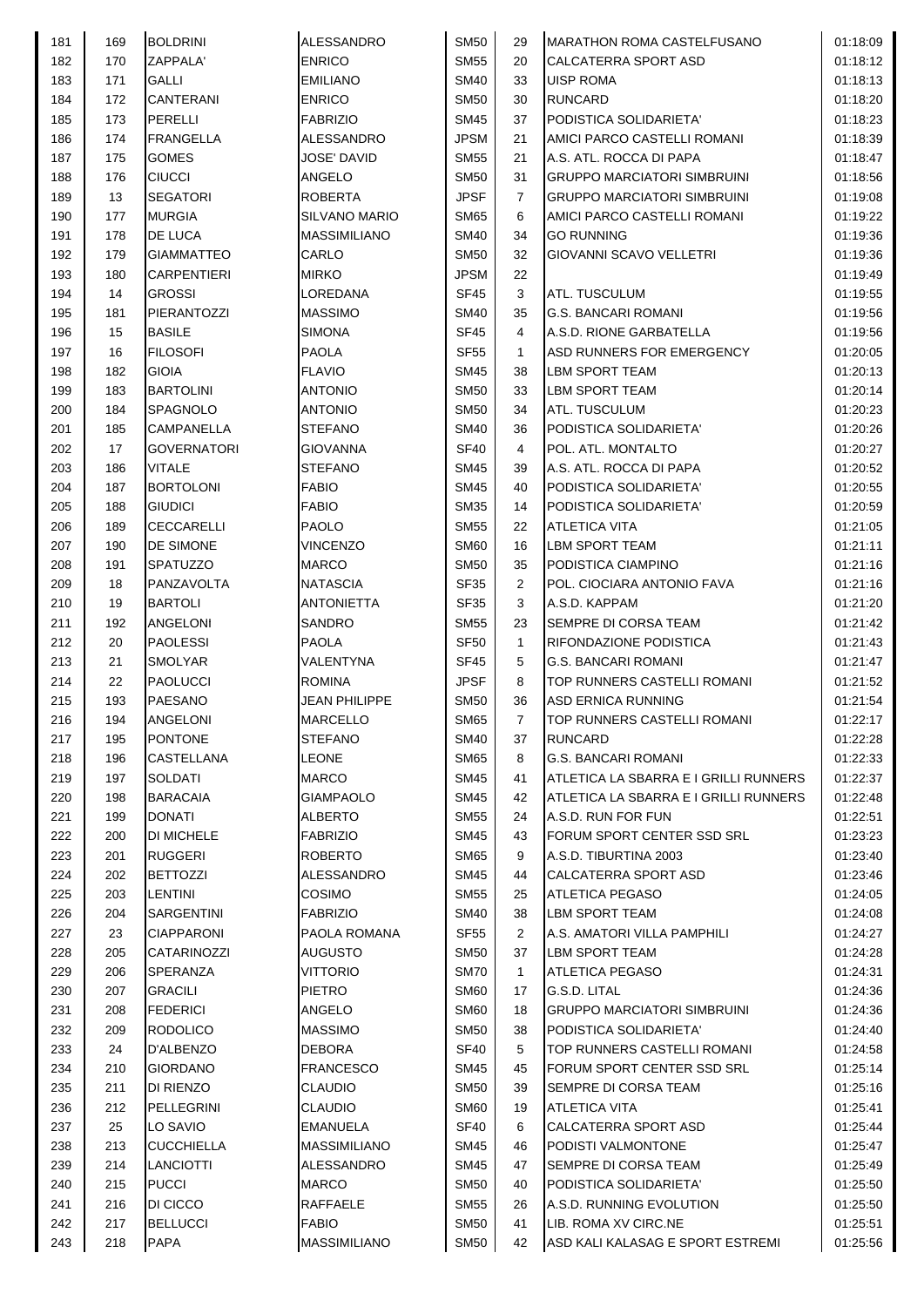| | | | | | | | |
|---|---|---|---|---|---|---|---|
| 181 | 169 | BOLDRINI | ALESSANDRO | SM50 | 29 | MARATHON ROMA CASTELFUSANO | 01:18:09 |
| 182 | 170 | ZAPPALA' | ENRICO | SM55 | 20 | CALCATERRA SPORT ASD | 01:18:12 |
| 183 | 171 | GALLI | EMILIANO | SM40 | 33 | UISP ROMA | 01:18:13 |
| 184 | 172 | CANTERANI | ENRICO | SM50 | 30 | RUNCARD | 01:18:20 |
| 185 | 173 | PERELLI | FABRIZIO | SM45 | 37 | PODISTICA SOLIDARIETA' | 01:18:23 |
| 186 | 174 | FRANGELLA | ALESSANDRO | JPSM | 21 | AMICI PARCO CASTELLI ROMANI | 01:18:39 |
| 187 | 175 | GOMES | JOSE' DAVID | SM55 | 21 | A.S. ATL. ROCCA DI PAPA | 01:18:47 |
| 188 | 176 | CIUCCI | ANGELO | SM50 | 31 | GRUPPO MARCIATORI SIMBRUINI | 01:18:56 |
| 189 | 13 | SEGATORI | ROBERTA | JPSF | 7 | GRUPPO MARCIATORI SIMBRUINI | 01:19:08 |
| 190 | 177 | MURGIA | SILVANO MARIO | SM65 | 6 | AMICI PARCO CASTELLI ROMANI | 01:19:22 |
| 191 | 178 | DE LUCA | MASSIMILIANO | SM40 | 34 | GO RUNNING | 01:19:36 |
| 192 | 179 | GIAMMATTEO | CARLO | SM50 | 32 | GIOVANNI SCAVO VELLETRI | 01:19:36 |
| 193 | 180 | CARPENTIERI | MIRKO | JPSM | 22 | | 01:19:49 |
| 194 | 14 | GROSSI | LOREDANA | SF45 | 3 | ATL. TUSCULUM | 01:19:55 |
| 195 | 181 | PIERANTOZZI | MASSIMO | SM40 | 35 | G.S. BANCARI ROMANI | 01:19:56 |
| 196 | 15 | BASILE | SIMONA | SF45 | 4 | A.S.D. RIONE GARBATELLA | 01:19:56 |
| 197 | 16 | FILOSOFI | PAOLA | SF55 | 1 | ASD RUNNERS FOR EMERGENCY | 01:20:05 |
| 198 | 182 | GIOIA | FLAVIO | SM45 | 38 | LBM SPORT TEAM | 01:20:13 |
| 199 | 183 | BARTOLINI | ANTONIO | SM50 | 33 | LBM SPORT TEAM | 01:20:14 |
| 200 | 184 | SPAGNOLO | ANTONIO | SM50 | 34 | ATL. TUSCULUM | 01:20:23 |
| 201 | 185 | CAMPANELLA | STEFANO | SM40 | 36 | PODISTICA SOLIDARIETA' | 01:20:26 |
| 202 | 17 | GOVERNATORI | GIOVANNA | SF40 | 4 | POL. ATL. MONTALTO | 01:20:27 |
| 203 | 186 | VITALE | STEFANO | SM45 | 39 | A.S. ATL. ROCCA DI PAPA | 01:20:52 |
| 204 | 187 | BORTOLONI | FABIO | SM45 | 40 | PODISTICA SOLIDARIETA' | 01:20:55 |
| 205 | 188 | GIUDICI | FABIO | SM35 | 14 | PODISTICA SOLIDARIETA' | 01:20:59 |
| 206 | 189 | CECCARELLI | PAOLO | SM55 | 22 | ATLETICA VITA | 01:21:05 |
| 207 | 190 | DE SIMONE | VINCENZO | SM60 | 16 | LBM SPORT TEAM | 01:21:11 |
| 208 | 191 | SPATUZZO | MARCO | SM50 | 35 | PODISTICA CIAMPINO | 01:21:16 |
| 209 | 18 | PANZAVOLTA | NATASCIA | SF35 | 2 | POL. CIOCIARA ANTONIO FAVA | 01:21:16 |
| 210 | 19 | BARTOLI | ANTONIETTA | SF35 | 3 | A.S.D. KAPPAM | 01:21:20 |
| 211 | 192 | ANGELONI | SANDRO | SM55 | 23 | SEMPRE DI CORSA TEAM | 01:21:42 |
| 212 | 20 | PAOLESSI | PAOLA | SF50 | 1 | RIFONDAZIONE PODISTICA | 01:21:43 |
| 213 | 21 | SMOLYAR | VALENTYNA | SF45 | 5 | G.S. BANCARI ROMANI | 01:21:47 |
| 214 | 22 | PAOLUCCI | ROMINA | JPSF | 8 | TOP RUNNERS CASTELLI ROMANI | 01:21:52 |
| 215 | 193 | PAESANO | JEAN PHILIPPE | SM50 | 36 | ASD ERNICA RUNNING | 01:21:54 |
| 216 | 194 | ANGELONI | MARCELLO | SM65 | 7 | TOP RUNNERS CASTELLI ROMANI | 01:22:17 |
| 217 | 195 | PONTONE | STEFANO | SM40 | 37 | RUNCARD | 01:22:28 |
| 218 | 196 | CASTELLANA | LEONE | SM65 | 8 | G.S. BANCARI ROMANI | 01:22:33 |
| 219 | 197 | SOLDATI | MARCO | SM45 | 41 | ATLETICA LA SBARRA E I GRILLI RUNNERS | 01:22:37 |
| 220 | 198 | BARACAIA | GIAMPAOLO | SM45 | 42 | ATLETICA LA SBARRA E I GRILLI RUNNERS | 01:22:48 |
| 221 | 199 | DONATI | ALBERTO | SM55 | 24 | A.S.D. RUN FOR FUN | 01:22:51 |
| 222 | 200 | DI MICHELE | FABRIZIO | SM45 | 43 | FORUM SPORT CENTER SSD SRL | 01:23:23 |
| 223 | 201 | RUGGERI | ROBERTO | SM65 | 9 | A.S.D. TIBURTINA 2003 | 01:23:40 |
| 224 | 202 | BETTOZZI | ALESSANDRO | SM45 | 44 | CALCATERRA SPORT ASD | 01:23:46 |
| 225 | 203 | LENTINI | COSIMO | SM55 | 25 | ATLETICA PEGASO | 01:24:05 |
| 226 | 204 | SARGENTINI | FABRIZIO | SM40 | 38 | LBM SPORT TEAM | 01:24:08 |
| 227 | 23 | CIAPPARONI | PAOLA ROMANA | SF55 | 2 | A.S. AMATORI VILLA PAMPHILI | 01:24:27 |
| 228 | 205 | CATARINOZZI | AUGUSTO | SM50 | 37 | LBM SPORT TEAM | 01:24:28 |
| 229 | 206 | SPERANZA | VITTORIO | SM70 | 1 | ATLETICA PEGASO | 01:24:31 |
| 230 | 207 | GRACILI | PIETRO | SM60 | 17 | G.S.D. LITAL | 01:24:36 |
| 231 | 208 | FEDERICI | ANGELO | SM60 | 18 | GRUPPO MARCIATORI SIMBRUINI | 01:24:36 |
| 232 | 209 | RODOLICO | MASSIMO | SM50 | 38 | PODISTICA SOLIDARIETA' | 01:24:40 |
| 233 | 24 | D'ALBENZO | DEBORA | SF40 | 5 | TOP RUNNERS CASTELLI ROMANI | 01:24:58 |
| 234 | 210 | GIORDANO | FRANCESCO | SM45 | 45 | FORUM SPORT CENTER SSD SRL | 01:25:14 |
| 235 | 211 | DI RIENZO | CLAUDIO | SM50 | 39 | SEMPRE DI CORSA TEAM | 01:25:16 |
| 236 | 212 | PELLEGRINI | CLAUDIO | SM60 | 19 | ATLETICA VITA | 01:25:41 |
| 237 | 25 | LO SAVIO | EMANUELA | SF40 | 6 | CALCATERRA SPORT ASD | 01:25:44 |
| 238 | 213 | CUCCHIELLA | MASSIMILIANO | SM45 | 46 | PODISTI VALMONTONE | 01:25:47 |
| 239 | 214 | LANCIOTTI | ALESSANDRO | SM45 | 47 | SEMPRE DI CORSA TEAM | 01:25:49 |
| 240 | 215 | PUCCI | MARCO | SM50 | 40 | PODISTICA SOLIDARIETA' | 01:25:50 |
| 241 | 216 | DI CICCO | RAFFAELE | SM55 | 26 | A.S.D. RUNNING EVOLUTION | 01:25:50 |
| 242 | 217 | BELLUCCI | FABIO | SM50 | 41 | LIB. ROMA XV CIRC.NE | 01:25:51 |
| 243 | 218 | PAPA | MASSIMILIANO | SM50 | 42 | ASD KALI KALASAG E SPORT ESTREMI | 01:25:56 |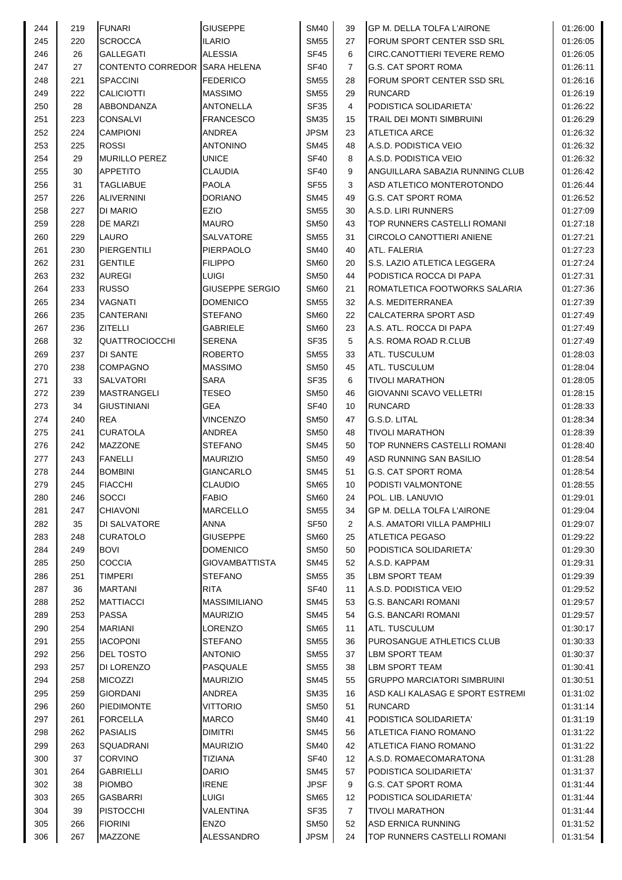| | | | | | | | |
|---|---|---|---|---|---|---|---|
| 244 | 219 | FUNARI | GIUSEPPE | SM40 | 39 | GP M. DELLA TOLFA L'AIRONE | 01:26:00 |
| 245 | 220 | SCROCCA | ILARIO | SM55 | 27 | FORUM SPORT CENTER SSD SRL | 01:26:05 |
| 246 | 26 | GALLEGATI | ALESSIA | SF45 | 6 | CIRC.CANOTTIERI TEVERE REMO | 01:26:05 |
| 247 | 27 | CONTENTO CORREDOR | SARA HELENA | SF40 | 7 | G.S. CAT SPORT ROMA | 01:26:11 |
| 248 | 221 | SPACCINI | FEDERICO | SM55 | 28 | FORUM SPORT CENTER SSD SRL | 01:26:16 |
| 249 | 222 | CALICIOTTI | MASSIMO | SM55 | 29 | RUNCARD | 01:26:19 |
| 250 | 28 | ABBONDANZA | ANTONELLA | SF35 | 4 | PODISTICA SOLIDARIETA' | 01:26:22 |
| 251 | 223 | CONSALVI | FRANCESCO | SM35 | 15 | TRAIL DEI MONTI SIMBRUINI | 01:26:29 |
| 252 | 224 | CAMPIONI | ANDREA | JPSM | 23 | ATLETICA ARCE | 01:26:32 |
| 253 | 225 | ROSSI | ANTONINO | SM45 | 48 | A.S.D. PODISTICA VEIO | 01:26:32 |
| 254 | 29 | MURILLO PEREZ | UNICE | SF40 | 8 | A.S.D. PODISTICA VEIO | 01:26:32 |
| 255 | 30 | APPETITO | CLAUDIA | SF40 | 9 | ANGUILLARA SABAZIA RUNNING CLUB | 01:26:42 |
| 256 | 31 | TAGLIABUE | PAOLA | SF55 | 3 | ASD ATLETICO MONTEROTONDO | 01:26:44 |
| 257 | 226 | ALIVERNINI | DORIANO | SM45 | 49 | G.S. CAT SPORT ROMA | 01:26:52 |
| 258 | 227 | DI MARIO | EZIO | SM55 | 30 | A.S.D. LIRI RUNNERS | 01:27:09 |
| 259 | 228 | DE MARZI | MAURO | SM50 | 43 | TOP RUNNERS CASTELLI ROMANI | 01:27:18 |
| 260 | 229 | LAURO | SALVATORE | SM55 | 31 | CIRCOLO CANOTTIERI ANIENE | 01:27:21 |
| 261 | 230 | PIERGENTILI | PIERPAOLO | SM40 | 40 | ATL. FALERIA | 01:27:23 |
| 262 | 231 | GENTILE | FILIPPO | SM60 | 20 | S.S. LAZIO ATLETICA LEGGERA | 01:27:24 |
| 263 | 232 | AUREGI | LUIGI | SM50 | 44 | PODISTICA ROCCA DI PAPA | 01:27:31 |
| 264 | 233 | RUSSO | GIUSEPPE SERGIO | SM60 | 21 | ROMATLETICA FOOTWORKS SALARIA | 01:27:36 |
| 265 | 234 | VAGNATI | DOMENICO | SM55 | 32 | A.S. MEDITERRANEA | 01:27:39 |
| 266 | 235 | CANTERANI | STEFANO | SM60 | 22 | CALCATERRA SPORT ASD | 01:27:49 |
| 267 | 236 | ZITELLI | GABRIELE | SM60 | 23 | A.S. ATL. ROCCA DI PAPA | 01:27:49 |
| 268 | 32 | QUATTROCIOCCHI | SERENA | SF35 | 5 | A.S. ROMA ROAD R.CLUB | 01:27:49 |
| 269 | 237 | DI SANTE | ROBERTO | SM55 | 33 | ATL. TUSCULUM | 01:28:03 |
| 270 | 238 | COMPAGNO | MASSIMO | SM50 | 45 | ATL. TUSCULUM | 01:28:04 |
| 271 | 33 | SALVATORI | SARA | SF35 | 6 | TIVOLI MARATHON | 01:28:05 |
| 272 | 239 | MASTRANGELI | TESEO | SM50 | 46 | GIOVANNI SCAVO VELLETRI | 01:28:15 |
| 273 | 34 | GIUSTINIANI | GEA | SF40 | 10 | RUNCARD | 01:28:33 |
| 274 | 240 | REA | VINCENZO | SM50 | 47 | G.S.D. LITAL | 01:28:34 |
| 275 | 241 | CURATOLA | ANDREA | SM50 | 48 | TIVOLI MARATHON | 01:28:39 |
| 276 | 242 | MAZZONE | STEFANO | SM45 | 50 | TOP RUNNERS CASTELLI ROMANI | 01:28:40 |
| 277 | 243 | FANELLI | MAURIZIO | SM50 | 49 | ASD RUNNING SAN BASILIO | 01:28:54 |
| 278 | 244 | BOMBINI | GIANCARLO | SM45 | 51 | G.S. CAT SPORT ROMA | 01:28:54 |
| 279 | 245 | FIACCHI | CLAUDIO | SM65 | 10 | PODISTI VALMONTONE | 01:28:55 |
| 280 | 246 | SOCCI | FABIO | SM60 | 24 | POL. LIB. LANUVIO | 01:29:01 |
| 281 | 247 | CHIAVONI | MARCELLO | SM55 | 34 | GP M. DELLA TOLFA L'AIRONE | 01:29:04 |
| 282 | 35 | DI SALVATORE | ANNA | SF50 | 2 | A.S. AMATORI VILLA PAMPHILI | 01:29:07 |
| 283 | 248 | CURATOLO | GIUSEPPE | SM60 | 25 | ATLETICA PEGASO | 01:29:22 |
| 284 | 249 | BOVI | DOMENICO | SM50 | 50 | PODISTICA SOLIDARIETA' | 01:29:30 |
| 285 | 250 | COCCIA | GIOVAMBATTISTA | SM45 | 52 | A.S.D. KAPPAM | 01:29:31 |
| 286 | 251 | TIMPERI | STEFANO | SM55 | 35 | LBM SPORT TEAM | 01:29:39 |
| 287 | 36 | MARTANI | RITA | SF40 | 11 | A.S.D. PODISTICA VEIO | 01:29:52 |
| 288 | 252 | MATTIACCI | MASSIMILIANO | SM45 | 53 | G.S. BANCARI ROMANI | 01:29:57 |
| 289 | 253 | PASSA | MAURIZIO | SM45 | 54 | G.S. BANCARI ROMANI | 01:29:57 |
| 290 | 254 | MARIANI | LORENZO | SM65 | 11 | ATL. TUSCULUM | 01:30:17 |
| 291 | 255 | IACOPONI | STEFANO | SM55 | 36 | PUROSANGUE ATHLETICS CLUB | 01:30:33 |
| 292 | 256 | DEL TOSTO | ANTONIO | SM55 | 37 | LBM SPORT TEAM | 01:30:37 |
| 293 | 257 | DI LORENZO | PASQUALE | SM55 | 38 | LBM SPORT TEAM | 01:30:41 |
| 294 | 258 | MICOZZI | MAURIZIO | SM45 | 55 | GRUPPO MARCIATORI SIMBRUINI | 01:30:51 |
| 295 | 259 | GIORDANI | ANDREA | SM35 | 16 | ASD KALI KALASAG E SPORT ESTREMI | 01:31:02 |
| 296 | 260 | PIEDIMONTE | VITTORIO | SM50 | 51 | RUNCARD | 01:31:14 |
| 297 | 261 | FORCELLA | MARCO | SM40 | 41 | PODISTICA SOLIDARIETA' | 01:31:19 |
| 298 | 262 | PASIALIS | DIMITRI | SM45 | 56 | ATLETICA FIANO ROMANO | 01:31:22 |
| 299 | 263 | SQUADRANI | MAURIZIO | SM40 | 42 | ATLETICA FIANO ROMANO | 01:31:22 |
| 300 | 37 | CORVINO | TIZIANA | SF40 | 12 | A.S.D. ROMAECOMARATONA | 01:31:28 |
| 301 | 264 | GABRIELLI | DARIO | SM45 | 57 | PODISTICA SOLIDARIETA' | 01:31:37 |
| 302 | 38 | PIOMBO | IRENE | JPSF | 9 | G.S. CAT SPORT ROMA | 01:31:44 |
| 303 | 265 | GASBARRI | LUIGI | SM65 | 12 | PODISTICA SOLIDARIETA' | 01:31:44 |
| 304 | 39 | PISTOCCHI | VALENTINA | SF35 | 7 | TIVOLI MARATHON | 01:31:44 |
| 305 | 266 | FIORINI | ENZO | SM50 | 52 | ASD ERNICA RUNNING | 01:31:52 |
| 306 | 267 | MAZZONE | ALESSANDRO | JPSM | 24 | TOP RUNNERS CASTELLI ROMANI | 01:31:54 |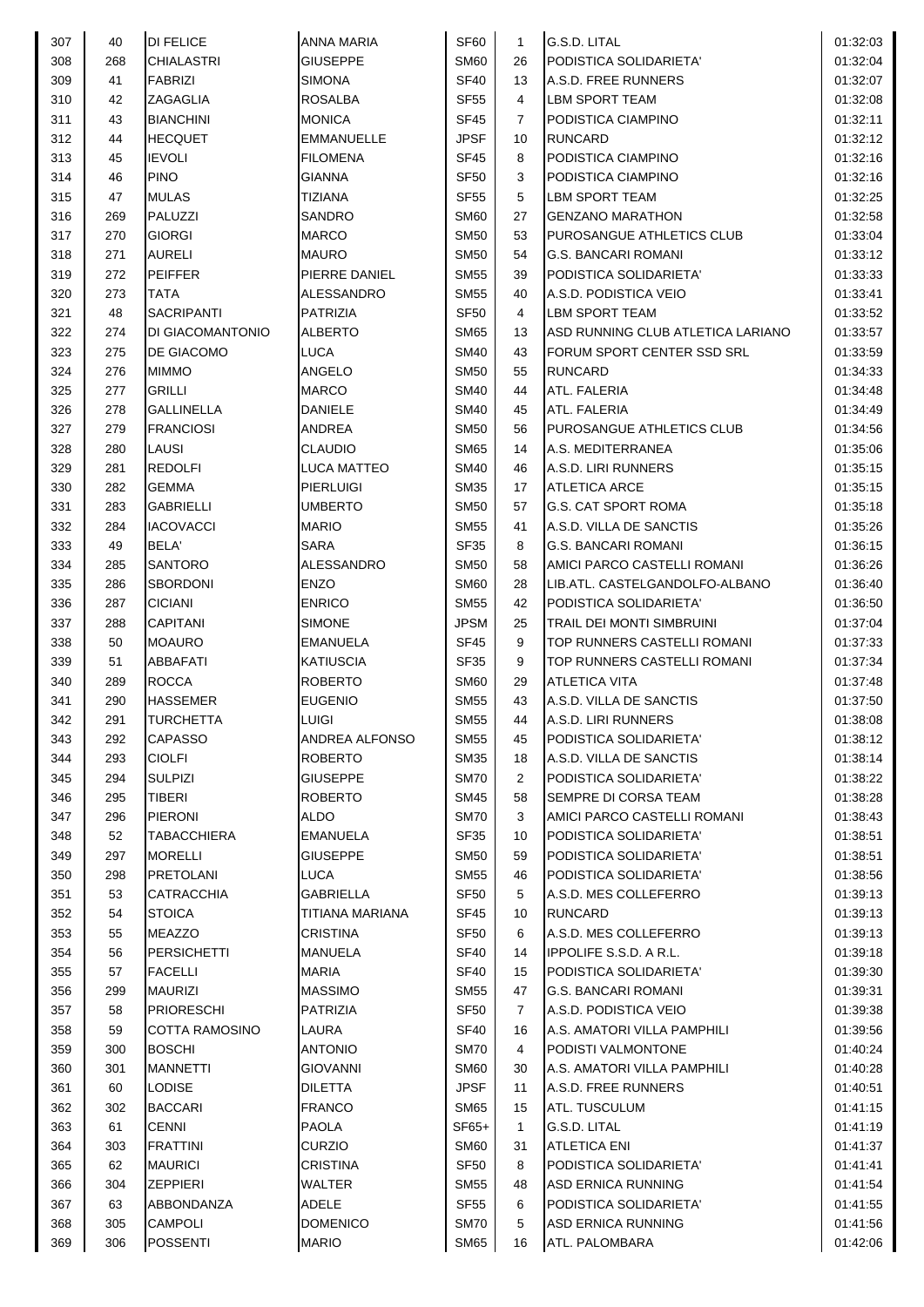| 307 | 40 | DI FELICE | ANNA MARIA | SF60 | 1 | G.S.D. LITAL | 01:32:03 |
|---|---|---|---|---|---|---|---|
| 308 | 268 | CHIALASTRI | GIUSEPPE | SM60 | 26 | PODISTICA SOLIDARIETA' | 01:32:04 |
| 309 | 41 | FABRIZI | SIMONA | SF40 | 13 | A.S.D. FREE RUNNERS | 01:32:07 |
| 310 | 42 | ZAGAGLIA | ROSALBA | SF55 | 4 | LBM SPORT TEAM | 01:32:08 |
| 311 | 43 | BIANCHINI | MONICA | SF45 | 7 | PODISTICA CIAMPINO | 01:32:11 |
| 312 | 44 | HECQUET | EMMANUELLE | JPSF | 10 | RUNCARD | 01:32:12 |
| 313 | 45 | IEVOLI | FILOMENA | SF45 | 8 | PODISTICA CIAMPINO | 01:32:16 |
| 314 | 46 | PINO | GIANNA | SF50 | 3 | PODISTICA CIAMPINO | 01:32:16 |
| 315 | 47 | MULAS | TIZIANA | SF55 | 5 | LBM SPORT TEAM | 01:32:25 |
| 316 | 269 | PALUZZI | SANDRO | SM60 | 27 | GENZANO MARATHON | 01:32:58 |
| 317 | 270 | GIORGI | MARCO | SM50 | 53 | PUROSANGUE ATHLETICS CLUB | 01:33:04 |
| 318 | 271 | AURELI | MAURO | SM50 | 54 | G.S. BANCARI ROMANI | 01:33:12 |
| 319 | 272 | PEIFFER | PIERRE DANIEL | SM55 | 39 | PODISTICA SOLIDARIETA' | 01:33:33 |
| 320 | 273 | TATA | ALESSANDRO | SM55 | 40 | A.S.D. PODISTICA VEIO | 01:33:41 |
| 321 | 48 | SACRIPANTI | PATRIZIA | SF50 | 4 | LBM SPORT TEAM | 01:33:52 |
| 322 | 274 | DI GIACOMANTONIO | ALBERTO | SM65 | 13 | ASD RUNNING CLUB ATLETICA LARIANO | 01:33:57 |
| 323 | 275 | DE GIACOMO | LUCA | SM40 | 43 | FORUM SPORT CENTER SSD SRL | 01:33:59 |
| 324 | 276 | MIMMO | ANGELO | SM50 | 55 | RUNCARD | 01:34:33 |
| 325 | 277 | GRILLI | MARCO | SM40 | 44 | ATL. FALERIA | 01:34:48 |
| 326 | 278 | GALLINELLA | DANIELE | SM40 | 45 | ATL. FALERIA | 01:34:49 |
| 327 | 279 | FRANCIOSI | ANDREA | SM50 | 56 | PUROSANGUE ATHLETICS CLUB | 01:34:56 |
| 328 | 280 | LAUSI | CLAUDIO | SM65 | 14 | A.S. MEDITERRANEA | 01:35:06 |
| 329 | 281 | REDOLFI | LUCA MATTEO | SM40 | 46 | A.S.D. LIRI RUNNERS | 01:35:15 |
| 330 | 282 | GEMMA | PIERLUIGI | SM35 | 17 | ATLETICA ARCE | 01:35:15 |
| 331 | 283 | GABRIELLI | UMBERTO | SM50 | 57 | G.S. CAT SPORT ROMA | 01:35:18 |
| 332 | 284 | IACOVACCI | MARIO | SM55 | 41 | A.S.D. VILLA DE SANCTIS | 01:35:26 |
| 333 | 49 | BELA' | SARA | SF35 | 8 | G.S. BANCARI ROMANI | 01:36:15 |
| 334 | 285 | SANTORO | ALESSANDRO | SM50 | 58 | AMICI PARCO CASTELLI ROMANI | 01:36:26 |
| 335 | 286 | SBORDONI | ENZO | SM60 | 28 | LIB.ATL. CASTELGANDOLFO-ALBANO | 01:36:40 |
| 336 | 287 | CICIANI | ENRICO | SM55 | 42 | PODISTICA SOLIDARIETA' | 01:36:50 |
| 337 | 288 | CAPITANI | SIMONE | JPSM | 25 | TRAIL DEI MONTI SIMBRUINI | 01:37:04 |
| 338 | 50 | MOAURO | EMANUELA | SF45 | 9 | TOP RUNNERS CASTELLI ROMANI | 01:37:33 |
| 339 | 51 | ABBAFATI | KATIUSCIA | SF35 | 9 | TOP RUNNERS CASTELLI ROMANI | 01:37:34 |
| 340 | 289 | ROCCA | ROBERTO | SM60 | 29 | ATLETICA VITA | 01:37:48 |
| 341 | 290 | HASSEMER | EUGENIO | SM55 | 43 | A.S.D. VILLA DE SANCTIS | 01:37:50 |
| 342 | 291 | TURCHETTA | LUIGI | SM55 | 44 | A.S.D. LIRI RUNNERS | 01:38:08 |
| 343 | 292 | CAPASSO | ANDREA ALFONSO | SM55 | 45 | PODISTICA SOLIDARIETA' | 01:38:12 |
| 344 | 293 | CIOLFI | ROBERTO | SM35 | 18 | A.S.D. VILLA DE SANCTIS | 01:38:14 |
| 345 | 294 | SULPIZI | GIUSEPPE | SM70 | 2 | PODISTICA SOLIDARIETA' | 01:38:22 |
| 346 | 295 | TIBERI | ROBERTO | SM45 | 58 | SEMPRE DI CORSA TEAM | 01:38:28 |
| 347 | 296 | PIERONI | ALDO | SM70 | 3 | AMICI PARCO CASTELLI ROMANI | 01:38:43 |
| 348 | 52 | TABACCHIERA | EMANUELA | SF35 | 10 | PODISTICA SOLIDARIETA' | 01:38:51 |
| 349 | 297 | MORELLI | GIUSEPPE | SM50 | 59 | PODISTICA SOLIDARIETA' | 01:38:51 |
| 350 | 298 | PRETOLANI | LUCA | SM55 | 46 | PODISTICA SOLIDARIETA' | 01:38:56 |
| 351 | 53 | CATRACCHIA | GABRIELLA | SF50 | 5 | A.S.D. MES COLLEFERRO | 01:39:13 |
| 352 | 54 | STOICA | TITIANA MARIANA | SF45 | 10 | RUNCARD | 01:39:13 |
| 353 | 55 | MEAZZO | CRISTINA | SF50 | 6 | A.S.D. MES COLLEFERRO | 01:39:13 |
| 354 | 56 | PERSICHETTI | MANUELA | SF40 | 14 | IPPOLIFE S.S.D. A R.L. | 01:39:18 |
| 355 | 57 | FACELLI | MARIA | SF40 | 15 | PODISTICA SOLIDARIETA' | 01:39:30 |
| 356 | 299 | MAURIZI | MASSIMO | SM55 | 47 | G.S. BANCARI ROMANI | 01:39:31 |
| 357 | 58 | PRIORESCHI | PATRIZIA | SF50 | 7 | A.S.D. PODISTICA VEIO | 01:39:38 |
| 358 | 59 | COTTA RAMOSINO | LAURA | SF40 | 16 | A.S. AMATORI VILLA PAMPHILI | 01:39:56 |
| 359 | 300 | BOSCHI | ANTONIO | SM70 | 4 | PODISTI VALMONTONE | 01:40:24 |
| 360 | 301 | MANNETTI | GIOVANNI | SM60 | 30 | A.S. AMATORI VILLA PAMPHILI | 01:40:28 |
| 361 | 60 | LODISE | DILETTA | JPSF | 11 | A.S.D. FREE RUNNERS | 01:40:51 |
| 362 | 302 | BACCARI | FRANCO | SM65 | 15 | ATL. TUSCULUM | 01:41:15 |
| 363 | 61 | CENNI | PAOLA | SF65+ | 1 | G.S.D. LITAL | 01:41:19 |
| 364 | 303 | FRATTINI | CURZIO | SM60 | 31 | ATLETICA ENI | 01:41:37 |
| 365 | 62 | MAURICI | CRISTINA | SF50 | 8 | PODISTICA SOLIDARIETA' | 01:41:41 |
| 366 | 304 | ZEPPIERI | WALTER | SM55 | 48 | ASD ERNICA RUNNING | 01:41:54 |
| 367 | 63 | ABBONDANZA | ADELE | SF55 | 6 | PODISTICA SOLIDARIETA' | 01:41:55 |
| 368 | 305 | CAMPOLI | DOMENICO | SM70 | 5 | ASD ERNICA RUNNING | 01:41:56 |
| 369 | 306 | POSSENTI | MARIO | SM65 | 16 | ATL. PALOMBARA | 01:42:06 |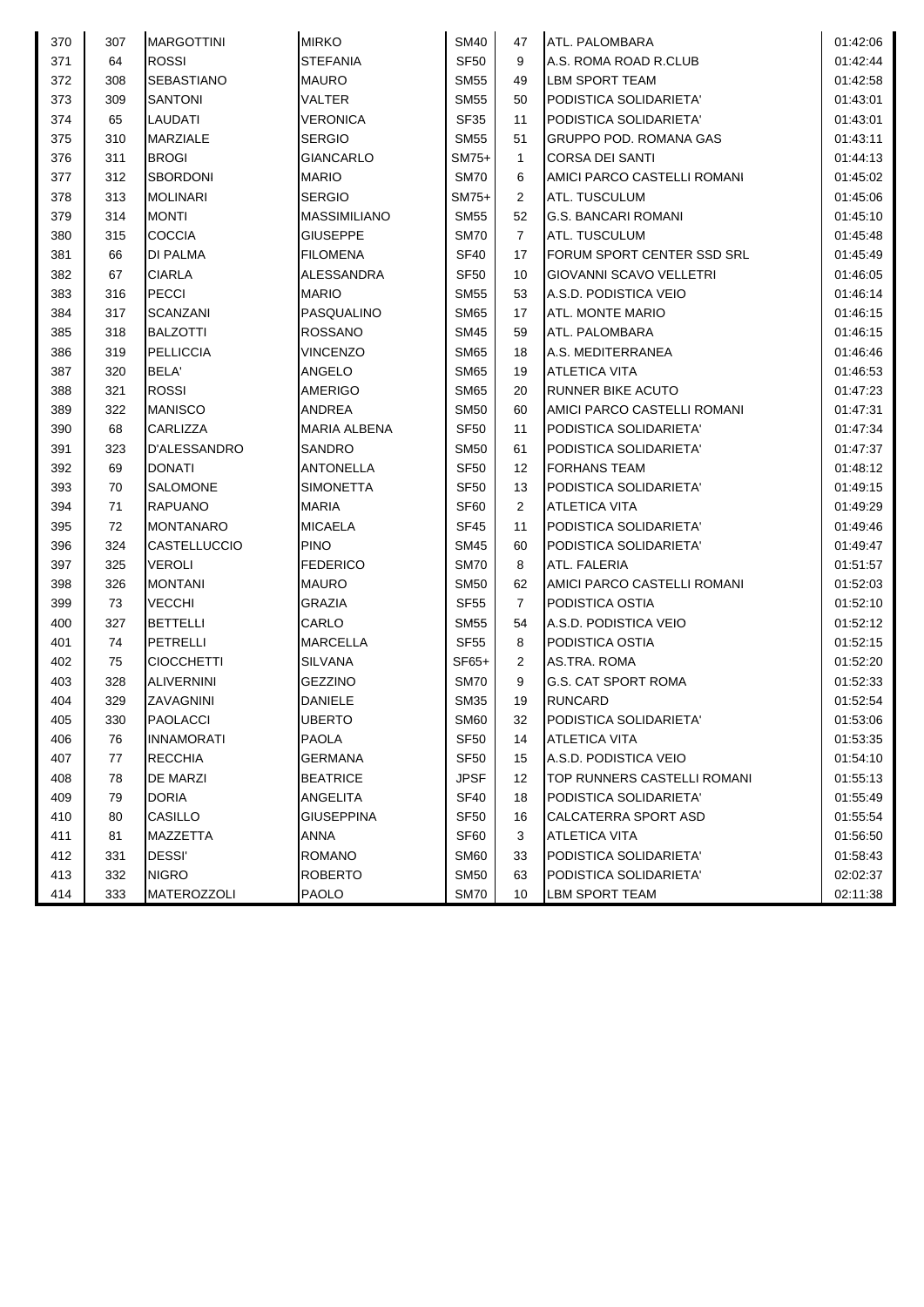| | | | | | | | |
|---|---|---|---|---|---|---|---|
| 370 | 307 | MARGOTTINI | MIRKO | SM40 | 47 | ATL. PALOMBARA | 01:42:06 |
| 371 | 64 | ROSSI | STEFANIA | SF50 | 9 | A.S. ROMA ROAD R.CLUB | 01:42:44 |
| 372 | 308 | SEBASTIANO | MAURO | SM55 | 49 | LBM SPORT TEAM | 01:42:58 |
| 373 | 309 | SANTONI | VALTER | SM55 | 50 | PODISTICA SOLIDARIETA' | 01:43:01 |
| 374 | 65 | LAUDATI | VERONICA | SF35 | 11 | PODISTICA SOLIDARIETA' | 01:43:01 |
| 375 | 310 | MARZIALE | SERGIO | SM55 | 51 | GRUPPO POD. ROMANA GAS | 01:43:11 |
| 376 | 311 | BROGI | GIANCARLO | SM75+ | 1 | CORSA DEI SANTI | 01:44:13 |
| 377 | 312 | SBORDONI | MARIO | SM70 | 6 | AMICI PARCO CASTELLI ROMANI | 01:45:02 |
| 378 | 313 | MOLINARI | SERGIO | SM75+ | 2 | ATL. TUSCULUM | 01:45:06 |
| 379 | 314 | MONTI | MASSIMILIANO | SM55 | 52 | G.S. BANCARI ROMANI | 01:45:10 |
| 380 | 315 | COCCIA | GIUSEPPE | SM70 | 7 | ATL. TUSCULUM | 01:45:48 |
| 381 | 66 | DI PALMA | FILOMENA | SF40 | 17 | FORUM SPORT CENTER SSD SRL | 01:45:49 |
| 382 | 67 | CIARLA | ALESSANDRA | SF50 | 10 | GIOVANNI SCAVO VELLETRI | 01:46:05 |
| 383 | 316 | PECCI | MARIO | SM55 | 53 | A.S.D. PODISTICA VEIO | 01:46:14 |
| 384 | 317 | SCANZANI | PASQUALINO | SM65 | 17 | ATL. MONTE MARIO | 01:46:15 |
| 385 | 318 | BALZOTTI | ROSSANO | SM45 | 59 | ATL. PALOMBARA | 01:46:15 |
| 386 | 319 | PELLICCIA | VINCENZO | SM65 | 18 | A.S. MEDITERRANEA | 01:46:46 |
| 387 | 320 | BELA' | ANGELO | SM65 | 19 | ATLETICA VITA | 01:46:53 |
| 388 | 321 | ROSSI | AMERIGO | SM65 | 20 | RUNNER BIKE ACUTO | 01:47:23 |
| 389 | 322 | MANISCO | ANDREA | SM50 | 60 | AMICI PARCO CASTELLI ROMANI | 01:47:31 |
| 390 | 68 | CARLIZZA | MARIA ALBENA | SF50 | 11 | PODISTICA SOLIDARIETA' | 01:47:34 |
| 391 | 323 | D'ALESSANDRO | SANDRO | SM50 | 61 | PODISTICA SOLIDARIETA' | 01:47:37 |
| 392 | 69 | DONATI | ANTONELLA | SF50 | 12 | FORHANS TEAM | 01:48:12 |
| 393 | 70 | SALOMONE | SIMONETTA | SF50 | 13 | PODISTICA SOLIDARIETA' | 01:49:15 |
| 394 | 71 | RAPUANO | MARIA | SF60 | 2 | ATLETICA VITA | 01:49:29 |
| 395 | 72 | MONTANARO | MICAELA | SF45 | 11 | PODISTICA SOLIDARIETA' | 01:49:46 |
| 396 | 324 | CASTELLUCCIO | PINO | SM45 | 60 | PODISTICA SOLIDARIETA' | 01:49:47 |
| 397 | 325 | VEROLI | FEDERICO | SM70 | 8 | ATL. FALERIA | 01:51:57 |
| 398 | 326 | MONTANI | MAURO | SM50 | 62 | AMICI PARCO CASTELLI ROMANI | 01:52:03 |
| 399 | 73 | VECCHI | GRAZIA | SF55 | 7 | PODISTICA OSTIA | 01:52:10 |
| 400 | 327 | BETTELLI | CARLO | SM55 | 54 | A.S.D. PODISTICA VEIO | 01:52:12 |
| 401 | 74 | PETRELLI | MARCELLA | SF55 | 8 | PODISTICA OSTIA | 01:52:15 |
| 402 | 75 | CIOCCHETTI | SILVANA | SF65+ | 2 | AS.TRA. ROMA | 01:52:20 |
| 403 | 328 | ALIVERNINI | GEZZINO | SM70 | 9 | G.S. CAT SPORT ROMA | 01:52:33 |
| 404 | 329 | ZAVAGNINI | DANIELE | SM35 | 19 | RUNCARD | 01:52:54 |
| 405 | 330 | PAOLACCI | UBERTO | SM60 | 32 | PODISTICA SOLIDARIETA' | 01:53:06 |
| 406 | 76 | INNAMORATI | PAOLA | SF50 | 14 | ATLETICA VITA | 01:53:35 |
| 407 | 77 | RECCHIA | GERMANA | SF50 | 15 | A.S.D. PODISTICA VEIO | 01:54:10 |
| 408 | 78 | DE MARZI | BEATRICE | JPSF | 12 | TOP RUNNERS CASTELLI ROMANI | 01:55:13 |
| 409 | 79 | DORIA | ANGELITA | SF40 | 18 | PODISTICA SOLIDARIETA' | 01:55:49 |
| 410 | 80 | CASILLO | GIUSEPPINA | SF50 | 16 | CALCATERRA SPORT ASD | 01:55:54 |
| 411 | 81 | MAZZETTA | ANNA | SF60 | 3 | ATLETICA VITA | 01:56:50 |
| 412 | 331 | DESSI' | ROMANO | SM60 | 33 | PODISTICA SOLIDARIETA' | 01:58:43 |
| 413 | 332 | NIGRO | ROBERTO | SM50 | 63 | PODISTICA SOLIDARIETA' | 02:02:37 |
| 414 | 333 | MATEROZZOLI | PAOLO | SM70 | 10 | LBM SPORT TEAM | 02:11:38 |